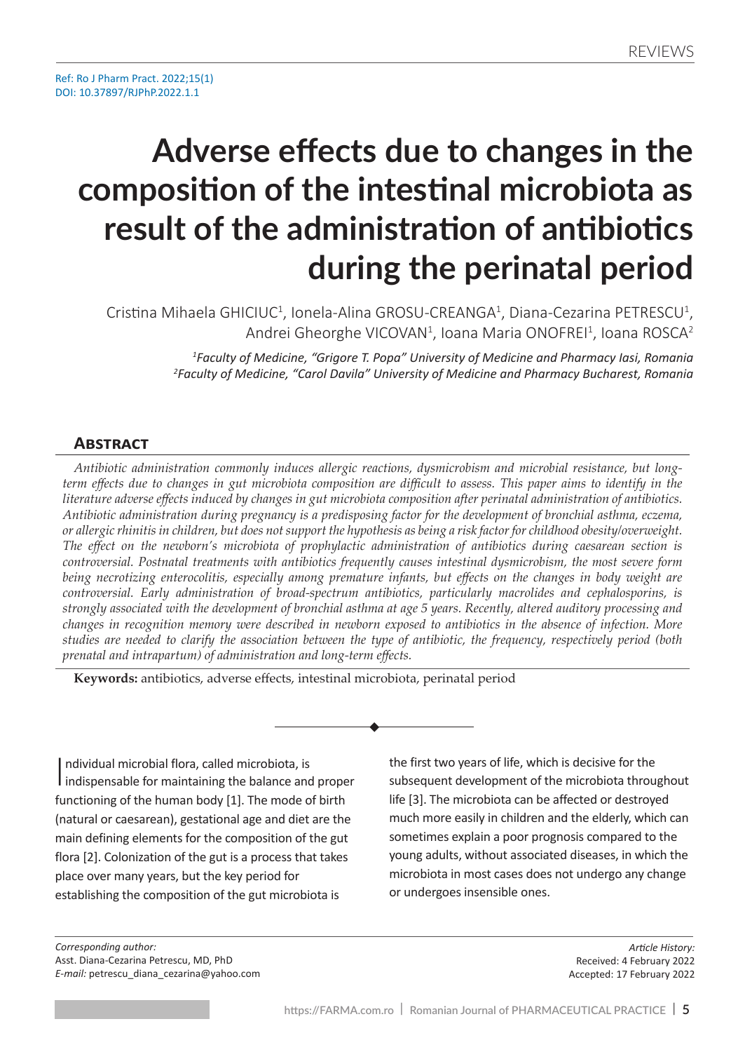Ref: Ro J Pharm Pract. 2022;15(1)
DOI: 10.37897/RJPhP.2022.1.1

# Adverse effects due to changes in the composition of the intestinal microbiota as result of the administration of antibiotics during the perinatal period

Cristina Mihaela GHICIUC[1], Ionela-Alina GROSU-CREANGA[1], Diana-Cezarina PETRESCU[1], Andrei Gheorghe VICOVAN[1], Ioana Maria ONOFREI[1], Ioana ROSCA[2]

[1]*Faculty of Medicine, "Grigore T. Popa" University of Medicine and Pharmacy Iasi, Romania*
[2]*Faculty of Medicine, "Carol Davila" University of Medicine and Pharmacy Bucharest, Romania*

## Abstract

*Antibiotic administration commonly induces allergic reactions, dysmicrobism and microbial resistance, but long-term effects due to changes in gut microbiota composition are difficult to assess. This paper aims to identify in the literature adverse effects induced by changes in gut microbiota composition after perinatal administration of antibiotics. Antibiotic administration during pregnancy is a predisposing factor for the development of bronchial asthma, eczema, or allergic rhinitis in children, but does not support the hypothesis as being a risk factor for childhood obesity/overweight. The effect on the newborn's microbiota of prophylactic administration of antibiotics during caesarean section is controversial. Postnatal treatments with antibiotics frequently causes intestinal dysmicrobism, the most severe form being necrotizing enterocolitis, especially among premature infants, but effects on the changes in body weight are controversial. Early administration of broad-spectrum antibiotics, particularly macrolides and cephalosporins, is strongly associated with the development of bronchial asthma at age 5 years. Recently, altered auditory processing and changes in recognition memory were described in newborn exposed to antibiotics in the absence of infection. More studies are needed to clarify the association between the type of antibiotic, the frequency, respectively period (both prenatal and intrapartum) of administration and long-term effects.*

**Keywords:** antibiotics, adverse effects, intestinal microbiota, perinatal period

Individual microbial flora, called microbiota, is indispensable for maintaining the balance and proper functioning of the human body [1]. The mode of birth (natural or caesarean), gestational age and diet are the main defining elements for the composition of the gut flora [2]. Colonization of the gut is a process that takes place over many years, but the key period for establishing the composition of the gut microbiota is the first two years of life, which is decisive for the subsequent development of the microbiota throughout life [3]. The microbiota can be affected or destroyed much more easily in children and the elderly, which can sometimes explain a poor prognosis compared to the young adults, without associated diseases, in which the microbiota in most cases does not undergo any change or undergoes insensible ones.

*Corresponding author:*
Asst. Diana-Cezarina Petrescu, MD, PhD
*E-mail:* petrescu_diana_cezarina@yahoo.com

*Article History:*
Received: 4 February 2022
Accepted: 17 February 2022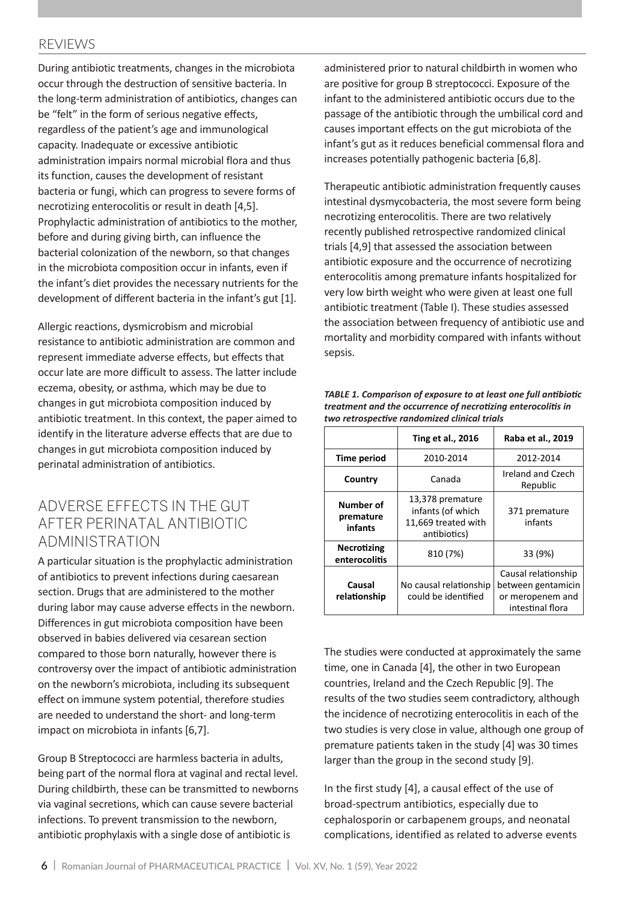During antibiotic treatments, changes in the microbiota occur through the destruction of sensitive bacteria. In the long-term administration of antibiotics, changes can be "felt" in the form of serious negative effects, regardless of the patient's age and immunological capacity. Inadequate or excessive antibiotic administration impairs normal microbial flora and thus its function, causes the development of resistant bacteria or fungi, which can progress to severe forms of necrotizing enterocolitis or result in death [4,5]. Prophylactic administration of antibiotics to the mother, before and during giving birth, can influence the bacterial colonization of the newborn, so that changes in the microbiota composition occur in infants, even if the infant's diet provides the necessary nutrients for the development of different bacteria in the infant's gut [1].

Allergic reactions, dysmicrobism and microbial resistance to antibiotic administration are common and represent immediate adverse effects, but effects that occur late are more difficult to assess. The latter include eczema, obesity, or asthma, which may be due to changes in gut microbiota composition induced by antibiotic treatment. In this context, the paper aimed to identify in the literature adverse effects that are due to changes in gut microbiota composition induced by perinatal administration of antibiotics.

## ADVERSE EFFECTS IN THE GUT AFTER PERINATAL ANTIBIOTIC ADMINISTRATION

A particular situation is the prophylactic administration of antibiotics to prevent infections during caesarean section. Drugs that are administered to the mother during labor may cause adverse effects in the newborn. Differences in gut microbiota composition have been observed in babies delivered via cesarean section compared to those born naturally, however there is controversy over the impact of antibiotic administration on the newborn's microbiota, including its subsequent effect on immune system potential, therefore studies are needed to understand the short- and long-term impact on microbiota in infants [6,7].

Group B Streptococci are harmless bacteria in adults, being part of the normal flora at vaginal and rectal level. During childbirth, these can be transmitted to newborns via vaginal secretions, which can cause severe bacterial infections. To prevent transmission to the newborn, antibiotic prophylaxis with a single dose of antibiotic is administered prior to natural childbirth in women who are positive for group B streptococci. Exposure of the infant to the administered antibiotic occurs due to the passage of the antibiotic through the umbilical cord and causes important effects on the gut microbiota of the infant's gut as it reduces beneficial commensal flora and increases potentially pathogenic bacteria [6,8].

Therapeutic antibiotic administration frequently causes intestinal dysmycobacteria, the most severe form being necrotizing enterocolitis. There are two relatively recently published retrospective randomized clinical trials [4,9] that assessed the association between antibiotic exposure and the occurrence of necrotizing enterocolitis among premature infants hospitalized for very low birth weight who were given at least one full antibiotic treatment (Table I). These studies assessed the association between frequency of antibiotic use and mortality and morbidity compared with infants without sepsis.

***TABLE 1. Comparison of exposure to at least one full antibiotic treatment and the occurrence of necrotizing enterocolitis in two retrospective randomized clinical trials***

| | **Ting et al., 2016** | **Raba et al., 2019** |
|---|---|---|
| **Time period** | 2010-2014 | 2012-2014 |
| **Country** | Canada | Ireland and Czech Republic |
| **Number of premature infants** | 13,378 premature infants (of which 11,669 treated with antibiotics) | 371 premature infants |
| **Necrotizing enterocolitis** | 810 (7%) | 33 (9%) |
| **Causal relationship** | No causal relationship could be identified | Causal relationship between gentamicin or meropenem and intestinal flora |

The studies were conducted at approximately the same time, one in Canada [4], the other in two European countries, Ireland and the Czech Republic [9]. The results of the two studies seem contradictory, although the incidence of necrotizing enterocolitis in each of the two studies is very close in value, although one group of premature patients taken in the study [4] was 30 times larger than the group in the second study [9].

In the first study [4], a causal effect of the use of broad-spectrum antibiotics, especially due to cephalosporin or carbapenem groups, and neonatal complications, identified as related to adverse events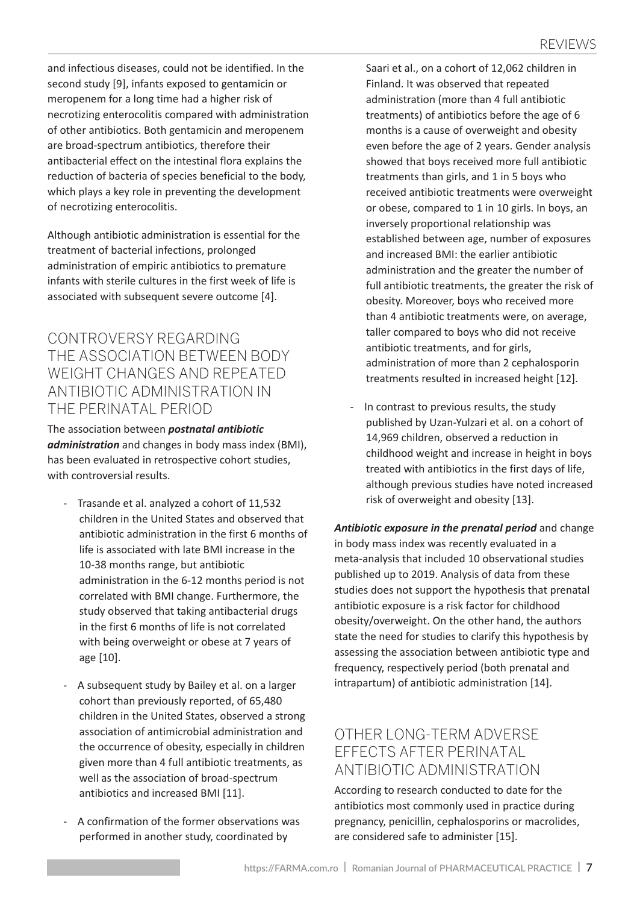and infectious diseases, could not be identified. In the second study [9], infants exposed to gentamicin or meropenem for a long time had a higher risk of necrotizing enterocolitis compared with administration of other antibiotics. Both gentamicin and meropenem are broad-spectrum antibiotics, therefore their antibacterial effect on the intestinal flora explains the reduction of bacteria of species beneficial to the body, which plays a key role in preventing the development of necrotizing enterocolitis.

Although antibiotic administration is essential for the treatment of bacterial infections, prolonged administration of empiric antibiotics to premature infants with sterile cultures in the first week of life is associated with subsequent severe outcome [4].

## CONTROVERSY REGARDING THE ASSOCIATION BETWEEN BODY WEIGHT CHANGES AND REPEATED ANTIBIOTIC ADMINISTRATION IN THE PERINATAL PERIOD

The association between ***postnatal antibiotic administration*** and changes in body mass index (BMI), has been evaluated in retrospective cohort studies, with controversial results.

- Trasande et al. analyzed a cohort of 11,532 children in the United States and observed that antibiotic administration in the first 6 months of life is associated with late BMI increase in the 10-38 months range, but antibiotic administration in the 6-12 months period is not correlated with BMI change. Furthermore, the study observed that taking antibacterial drugs in the first 6 months of life is not correlated with being overweight or obese at 7 years of age [10].
- A subsequent study by Bailey et al. on a larger cohort than previously reported, of 65,480 children in the United States, observed a strong association of antimicrobial administration and the occurrence of obesity, especially in children given more than 4 full antibiotic treatments, as well as the association of broad-spectrum antibiotics and increased BMI [11].
- A confirmation of the former observations was performed in another study, coordinated by Saari et al., on a cohort of 12,062 children in Finland. It was observed that repeated administration (more than 4 full antibiotic treatments) of antibiotics before the age of 6 months is a cause of overweight and obesity even before the age of 2 years. Gender analysis showed that boys received more full antibiotic treatments than girls, and 1 in 5 boys who received antibiotic treatments were overweight or obese, compared to 1 in 10 girls. In boys, an inversely proportional relationship was established between age, number of exposures and increased BMI: the earlier antibiotic administration and the greater the number of full antibiotic treatments, the greater the risk of obesity. Moreover, boys who received more than 4 antibiotic treatments were, on average, taller compared to boys who did not receive antibiotic treatments, and for girls, administration of more than 2 cephalosporin treatments resulted in increased height [12].
- In contrast to previous results, the study published by Uzan-Yulzari et al. on a cohort of 14,969 children, observed a reduction in childhood weight and increase in height in boys treated with antibiotics in the first days of life, although previous studies have noted increased risk of overweight and obesity [13].

***Antibiotic exposure in the prenatal period*** and change in body mass index was recently evaluated in a meta-analysis that included 10 observational studies published up to 2019. Analysis of data from these studies does not support the hypothesis that prenatal antibiotic exposure is a risk factor for childhood obesity/overweight. On the other hand, the authors state the need for studies to clarify this hypothesis by assessing the association between antibiotic type and frequency, respectively period (both prenatal and intrapartum) of antibiotic administration [14].

## OTHER LONG-TERM ADVERSE EFFECTS AFTER PERINATAL ANTIBIOTIC ADMINISTRATION

According to research conducted to date for the antibiotics most commonly used in practice during pregnancy, penicillin, cephalosporins or macrolides, are considered safe to administer [15].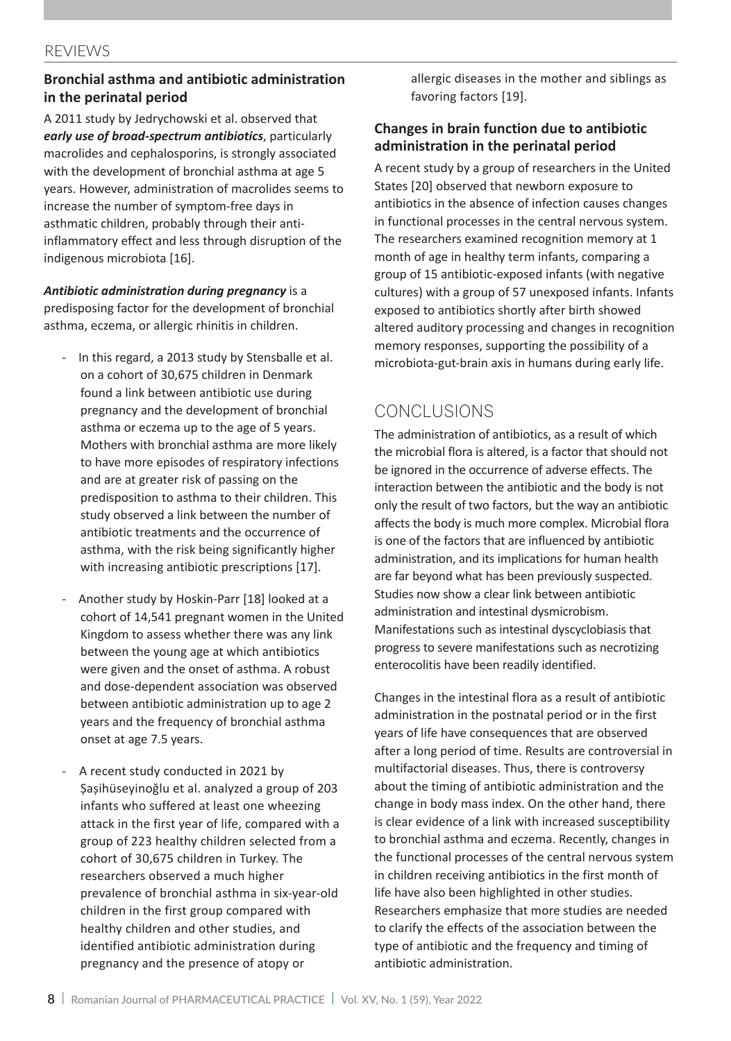### Bronchial asthma and antibiotic administration in the perinatal period

A 2011 study by Jedrychowski et al. observed that ***early use of broad-spectrum antibiotics***, particularly macrolides and cephalosporins, is strongly associated with the development of bronchial asthma at age 5 years. However, administration of macrolides seems to increase the number of symptom-free days in asthmatic children, probably through their anti-inflammatory effect and less through disruption of the indigenous microbiota [16].

***Antibiotic administration during pregnancy*** is a predisposing factor for the development of bronchial asthma, eczema, or allergic rhinitis in children.

- In this regard, a 2013 study by Stensballe et al. on a cohort of 30,675 children in Denmark found a link between antibiotic use during pregnancy and the development of bronchial asthma or eczema up to the age of 5 years. Mothers with bronchial asthma are more likely to have more episodes of respiratory infections and are at greater risk of passing on the predisposition to asthma to their children. This study observed a link between the number of antibiotic treatments and the occurrence of asthma, with the risk being significantly higher with increasing antibiotic prescriptions [17].
- Another study by Hoskin-Parr [18] looked at a cohort of 14,541 pregnant women in the United Kingdom to assess whether there was any link between the young age at which antibiotics were given and the onset of asthma. A robust and dose-dependent association was observed between antibiotic administration up to age 2 years and the frequency of bronchial asthma onset at age 7.5 years.
- A recent study conducted in 2021 by Șașihüseyinoğlu et al. analyzed a group of 203 infants who suffered at least one wheezing attack in the first year of life, compared with a group of 223 healthy children selected from a cohort of 30,675 children in Turkey. The researchers observed a much higher prevalence of bronchial asthma in six-year-old children in the first group compared with healthy children and other studies, and identified antibiotic administration during pregnancy and the presence of atopy or allergic diseases in the mother and siblings as favoring factors [19].

### Changes in brain function due to antibiotic administration in the perinatal period

A recent study by a group of researchers in the United States [20] observed that newborn exposure to antibiotics in the absence of infection causes changes in functional processes in the central nervous system. The researchers examined recognition memory at 1 month of age in healthy term infants, comparing a group of 15 antibiotic-exposed infants (with negative cultures) with a group of 57 unexposed infants. Infants exposed to antibiotics shortly after birth showed altered auditory processing and changes in recognition memory responses, supporting the possibility of a microbiota-gut-brain axis in humans during early life.

## CONCLUSIONS

The administration of antibiotics, as a result of which the microbial flora is altered, is a factor that should not be ignored in the occurrence of adverse effects. The interaction between the antibiotic and the body is not only the result of two factors, but the way an antibiotic affects the body is much more complex. Microbial flora is one of the factors that are influenced by antibiotic administration, and its implications for human health are far beyond what has been previously suspected. Studies now show a clear link between antibiotic administration and intestinal dysmicrobism. Manifestations such as intestinal dyscyclobiasis that progress to severe manifestations such as necrotizing enterocolitis have been readily identified.

Changes in the intestinal flora as a result of antibiotic administration in the postnatal period or in the first years of life have consequences that are observed after a long period of time. Results are controversial in multifactorial diseases. Thus, there is controversy about the timing of antibiotic administration and the change in body mass index. On the other hand, there is clear evidence of a link with increased susceptibility to bronchial asthma and eczema. Recently, changes in the functional processes of the central nervous system in children receiving antibiotics in the first month of life have also been highlighted in other studies. Researchers emphasize that more studies are needed to clarify the effects of the association between the type of antibiotic and the frequency and timing of antibiotic administration.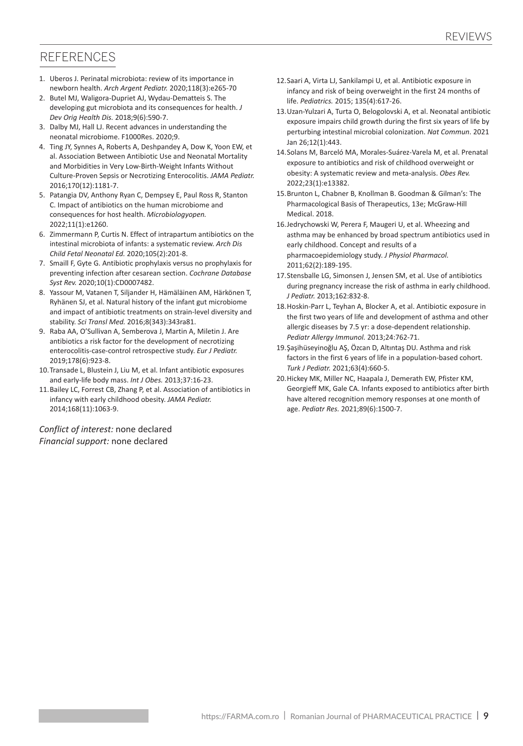## REFERENCES

1. Uberos J. Perinatal microbiota: review of its importance in newborn health. *Arch Argent Pediatr.* 2020;118(3):e265-70
2. Butel MJ, Waligora-Dupriet AJ, Wydau-Dematteis S. The developing gut microbiota and its consequences for health. *J Dev Orig Health Dis.* 2018;9(6):590-7.
3. Dalby MJ, Hall LJ. Recent advances in understanding the neonatal microbiome. F1000Res. 2020;9.
4. Ting JY, Synnes A, Roberts A, Deshpandey A, Dow K, Yoon EW, et al. Association Between Antibiotic Use and Neonatal Mortality and Morbidities in Very Low-Birth-Weight Infants Without Culture-Proven Sepsis or Necrotizing Enterocolitis. *JAMA Pediatr.* 2016;170(12):1181-7.
5. Patangia DV, Anthony Ryan C, Dempsey E, Paul Ross R, Stanton C. Impact of antibiotics on the human microbiome and consequences for host health. *Microbiologyopen.* 2022;11(1):e1260.
6. Zimmermann P, Curtis N. Effect of intrapartum antibiotics on the intestinal microbiota of infants: a systematic review. *Arch Dis Child Fetal Neonatal Ed.* 2020;105(2):201-8.
7. Smaill F, Gyte G. Antibiotic prophylaxis versus no prophylaxis for preventing infection after cesarean section. *Cochrane Database Syst Rev.* 2020;10(1):CD0007482.
8. Yassour M, Vatanen T, Siljander H, Hämäläinen AM, Härkönen T, Ryhänen SJ, et al. Natural history of the infant gut microbiome and impact of antibiotic treatments on strain-level diversity and stability. *Sci Transl Med.* 2016;8(343):343ra81.
9. Raba AA, O'Sullivan A, Semberova J, Martin A, Miletin J. Are antibiotics a risk factor for the development of necrotizing enterocolitis-case-control retrospective study. *Eur J Pediatr.* 2019;178(6):923-8.
10. Transade L, Blustein J, Liu M, et al. Infant antibiotic exposures and early-life body mass. *Int J Obes.* 2013;37:16-23.
11. Bailey LC, Forrest CB, Zhang P, et al. Association of antibiotics in infancy with early childhood obesity. *JAMA Pediatr.* 2014;168(11):1063-9.
12. Saari A, Virta LJ, Sankilampi U, et al. Antibiotic exposure in infancy and risk of being overweight in the first 24 months of life. *Pediatrics.* 2015; 135(4):617-26.
13. Uzan-Yulzari A, Turta O, Belogolovski A, et al. Neonatal antibiotic exposure impairs child growth during the first six years of life by perturbing intestinal microbial colonization. *Nat Commun*. 2021 Jan 26;12(1):443.
14. Solans M, Barceló MA, Morales-Suárez-Varela M, et al. Prenatal exposure to antibiotics and risk of childhood overweight or obesity: A systematic review and meta-analysis. *Obes Rev.* 2022;23(1):e13382.
15. Brunton L, Chabner B, Knollman B. Goodman & Gilman's: The Pharmacological Basis of Therapeutics, 13e; McGraw-Hill Medical. 2018.
16. Jedrychowski W, Perera F, Maugeri U, et al. Wheezing and asthma may be enhanced by broad spectrum antibiotics used in early childhood. Concept and results of a pharmacoepidemiology study. *J Physiol Pharmacol.* 2011;62(2):189-195.
17. Stensballe LG, Simonsen J, Jensen SM, et al. Use of antibiotics during pregnancy increase the risk of asthma in early childhood. *J Pediatr.* 2013;162:832-8.
18. Hoskin-Parr L, Teyhan A, Blocker A, et al. Antibiotic exposure in the first two years of life and development of asthma and other allergic diseases by 7.5 yr: a dose-dependent relationship. *Pediatr Allergy Immunol.* 2013;24:762-71.
19. Şaşihüseyinoğlu AŞ, Özcan D, Altıntaş DU. Asthma and risk factors in the first 6 years of life in a population-based cohort. *Turk J Pediatr.* 2021;63(4):660-5.
20. Hickey MK, Miller NC, Haapala J, Demerath EW, Pfister KM, Georgieff MK, Gale CA. Infants exposed to antibiotics after birth have altered recognition memory responses at one month of age. *Pediatr Res.* 2021;89(6):1500-7.

*Conflict of interest:* none declared
*Financial support:* none declared